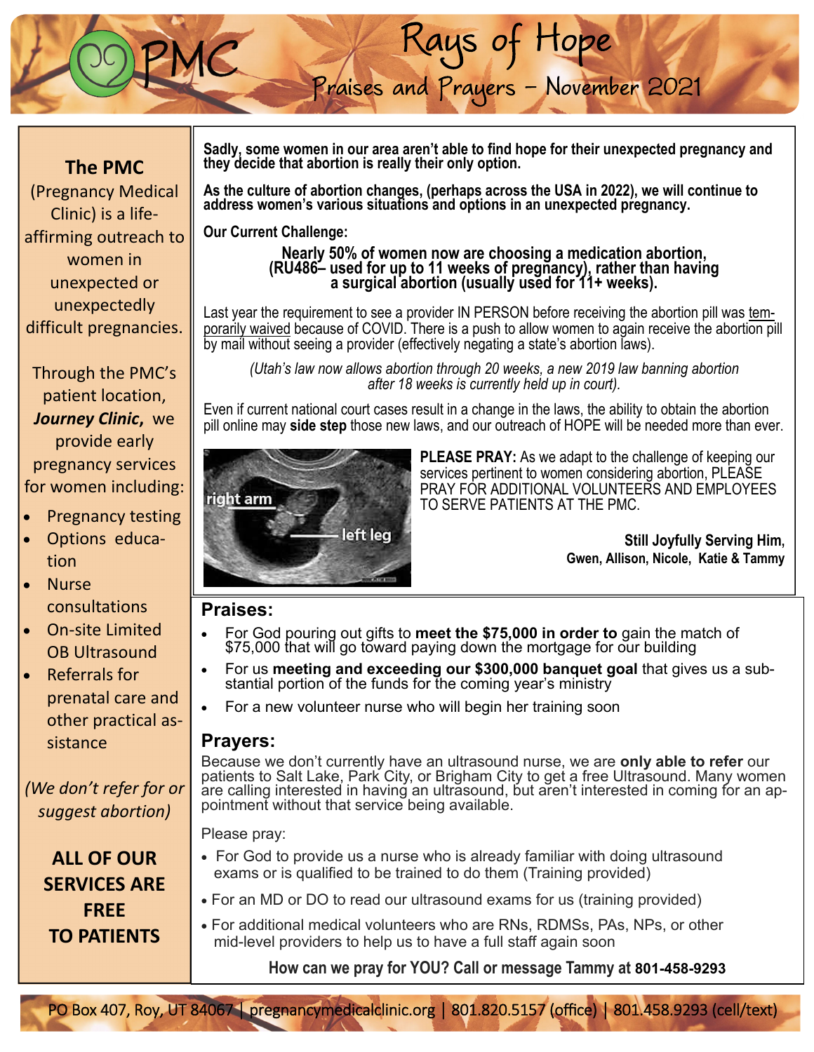# PMC

# Rays of Hope

## Praises and Prayers – November 2021

**The PMC** (Pregnancy Medical Clinic) is a life-affirming outreach to women in unexpected or unexpectedly difficult pregnancies.

Through the PMC's patient location, ***Journey Clinic***, we provide early pregnancy services for women including:

- Pregnancy testing
- Options education
- Nurse consultations
- On-site Limited OB Ultrasound
- Referrals for prenatal care and other practical assistance

*(We don't refer for or suggest abortion)*

**ALL OF OUR SERVICES ARE FREE TO PATIENTS**

**Sadly, some women in our area aren't able to find hope for their unexpected pregnancy and they decide that abortion is really their only option.**

**As the culture of abortion changes, (perhaps across the USA in 2022), we will continue to address women's various situations and options in an unexpected pregnancy.**

**Our Current Challenge:**

**Nearly 50% of women now are choosing a medication abortion, (RU486– used for up to 11 weeks of pregnancy), rather than having a surgical abortion (usually used for 11+ weeks).**

Last year the requirement to see a provider IN PERSON before receiving the abortion pill was temporarily waived because of COVID. There is a push to allow women to again receive the abortion pill by mail without seeing a provider (effectively negating a state's abortion laws).

*(Utah's law now allows abortion through 20 weeks, a new 2019 law banning abortion after 18 weeks is currently held up in court).*

Even if current national court cases result in a change in the laws, the ability to obtain the abortion pill online may **side step** those new laws, and our outreach of HOPE will be needed more than ever.

right arm
left leg

**PLEASE PRAY:** As we adapt to the challenge of keeping our services pertinent to women considering abortion, PLEASE PRAY FOR ADDITIONAL VOLUNTEERS AND EMPLOYEES TO SERVE PATIENTS AT THE PMC.

**Still Joyfully Serving Him,**
**Gwen, Allison, Nicole, Katie & Tammy**

## Praises:

- For God pouring out gifts to **meet the $75,000 in order to** gain the match of $75,000 that will go toward paying down the mortgage for our building
- For us **meeting and exceeding our $300,000 banquet goal** that gives us a substantial portion of the funds for the coming year's ministry
- For a new volunteer nurse who will begin her training soon

## Prayers:

Because we don't currently have an ultrasound nurse, we are **only able to refer** our patients to Salt Lake, Park City, or Brigham City to get a free Ultrasound. Many women are calling interested in having an ultrasound, but aren't interested in coming for an appointment without that service being available.

Please pray:

- For God to provide us a nurse who is already familiar with doing ultrasound exams or is qualified to be trained to do them (Training provided)
- For an MD or DO to read our ultrasound exams for us (training provided)
- For additional medical volunteers who are RNs, RDMSs, PAs, NPs, or other mid-level providers to help us to have a full staff again soon

**How can we pray for YOU? Call or message Tammy at 801-458-9293**

PO Box 407, Roy, UT 84067 | pregnancymedicalclinic.org | 801.820.5157 (office) | 801.458.9293 (cell/text)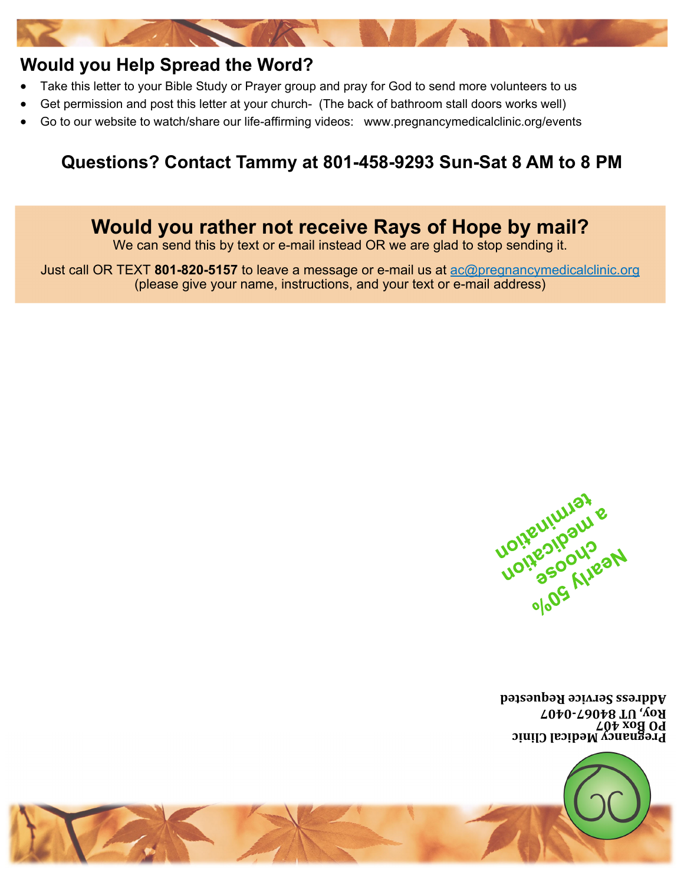## Would you Help Spread the Word?

- Take this letter to your Bible Study or Prayer group and pray for God to send more volunteers to us
- Get permission and post this letter at your church- (The back of bathroom stall doors works well)
- Go to our website to watch/share our life-affirming videos: www.pregnancymedicalclinic.org/events

### Questions? Contact Tammy at 801-458-9293 Sun-Sat 8 AM to 8 PM

## Would you rather not receive Rays of Hope by mail?

We can send this by text or e-mail instead OR we are glad to stop sending it.

Just call OR TEXT **801-820-5157** to leave a message or e-mail us at ac@pregnancymedicalclinic.org (please give your name, instructions, and your text or e-mail address)

Nearly 50% choose a medication termination

**Pregnancy Medical Clinic**
**PO Box 407**
**Roy, UT 84067-0407**
**Address Service Requested**